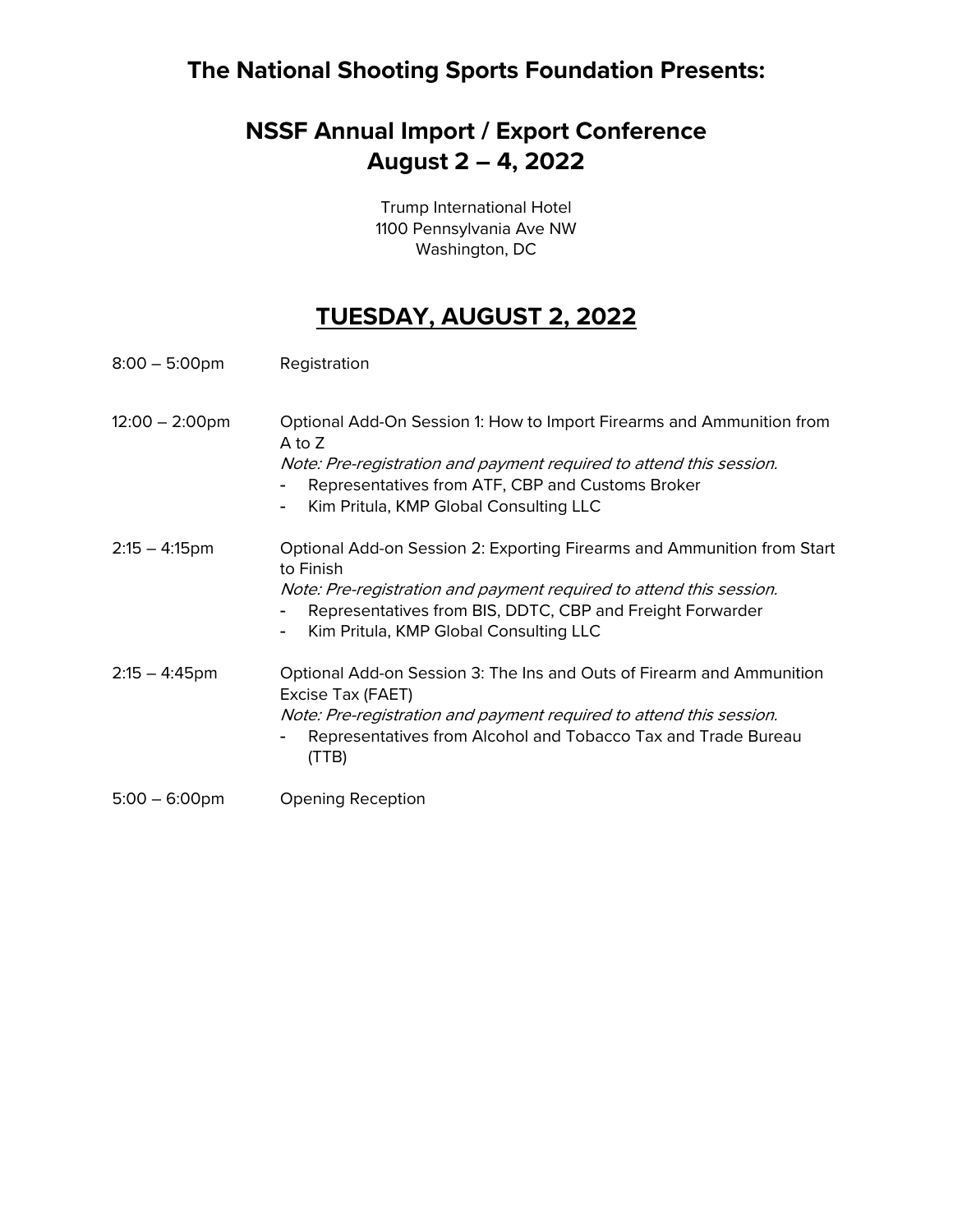## The National Shooting Sports Foundation Presents:

# NSSF Annual Import / Export Conference
# August 2 – 4, 2022

Trump International Hotel
1100 Pennsylvania Ave NW
Washington, DC

## TUESDAY, AUGUST 2, 2022

| | |
|---|---|
| 8:00 – 5:00pm | Registration |
| 12:00 – 2:00pm | Optional Add-On Session 1: How to Import Firearms and Ammunition from A to Z<br>*Note: Pre-registration and payment required to attend this session.*<br>- Representatives from ATF, CBP and Customs Broker<br>- Kim Pritula, KMP Global Consulting LLC |
| 2:15 – 4:15pm | Optional Add-on Session 2: Exporting Firearms and Ammunition from Start to Finish<br>*Note: Pre-registration and payment required to attend this session.*<br>- Representatives from BIS, DDTC, CBP and Freight Forwarder<br>- Kim Pritula, KMP Global Consulting LLC |
| 2:15 – 4:45pm | Optional Add-on Session 3: The Ins and Outs of Firearm and Ammunition Excise Tax (FAET)<br>*Note: Pre-registration and payment required to attend this session.*<br>- Representatives from Alcohol and Tobacco Tax and Trade Bureau (TTB) |
| 5:00 – 6:00pm | Opening Reception |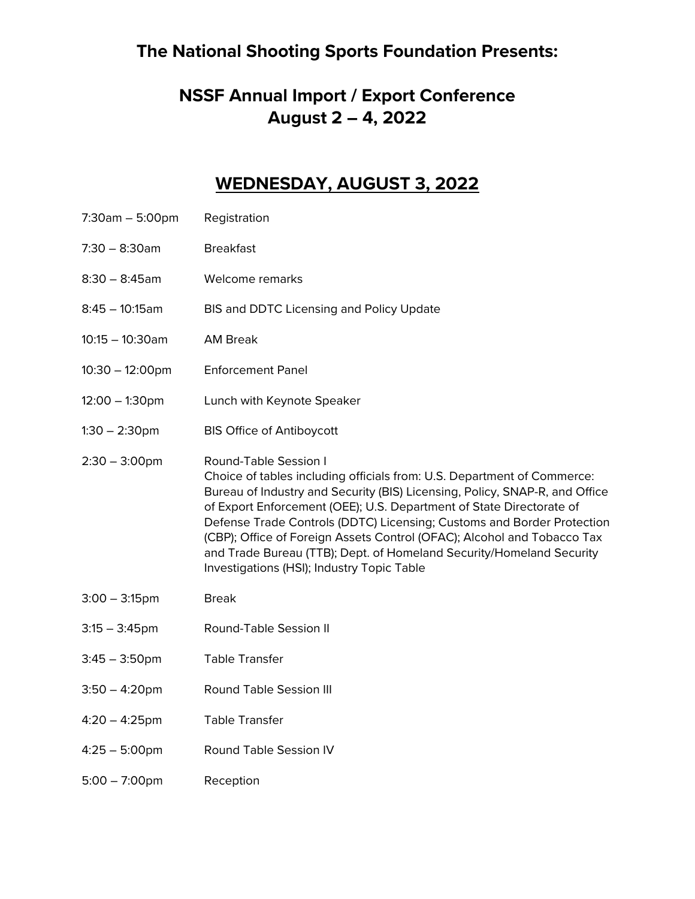# The National Shooting Sports Foundation Presents:

## NSSF Annual Import / Export Conference
## August 2 – 4, 2022

## WEDNESDAY, AUGUST 3, 2022

| | |
|---|---|
| 7:30am – 5:00pm | Registration |
| 7:30 – 8:30am | Breakfast |
| 8:30 – 8:45am | Welcome remarks |
| 8:45 – 10:15am | BIS and DDTC Licensing and Policy Update |
| 10:15 – 10:30am | AM Break |
| 10:30 – 12:00pm | Enforcement Panel |
| 12:00 – 1:30pm | Lunch with Keynote Speaker |
| 1:30 – 2:30pm | BIS Office of Antiboycott |
| 2:30 – 3:00pm | Round-Table Session I<br>Choice of tables including officials from: U.S. Department of Commerce: Bureau of Industry and Security (BIS) Licensing, Policy, SNAP-R, and Office of Export Enforcement (OEE); U.S. Department of State Directorate of Defense Trade Controls (DDTC) Licensing; Customs and Border Protection (CBP); Office of Foreign Assets Control (OFAC); Alcohol and Tobacco Tax and Trade Bureau (TTB); Dept. of Homeland Security/Homeland Security Investigations (HSI); Industry Topic Table |
| 3:00 – 3:15pm | Break |
| 3:15 – 3:45pm | Round-Table Session II |
| 3:45 – 3:50pm | Table Transfer |
| 3:50 – 4:20pm | Round Table Session III |
| 4:20 – 4:25pm | Table Transfer |
| 4:25 – 5:00pm | Round Table Session IV |
| 5:00 – 7:00pm | Reception |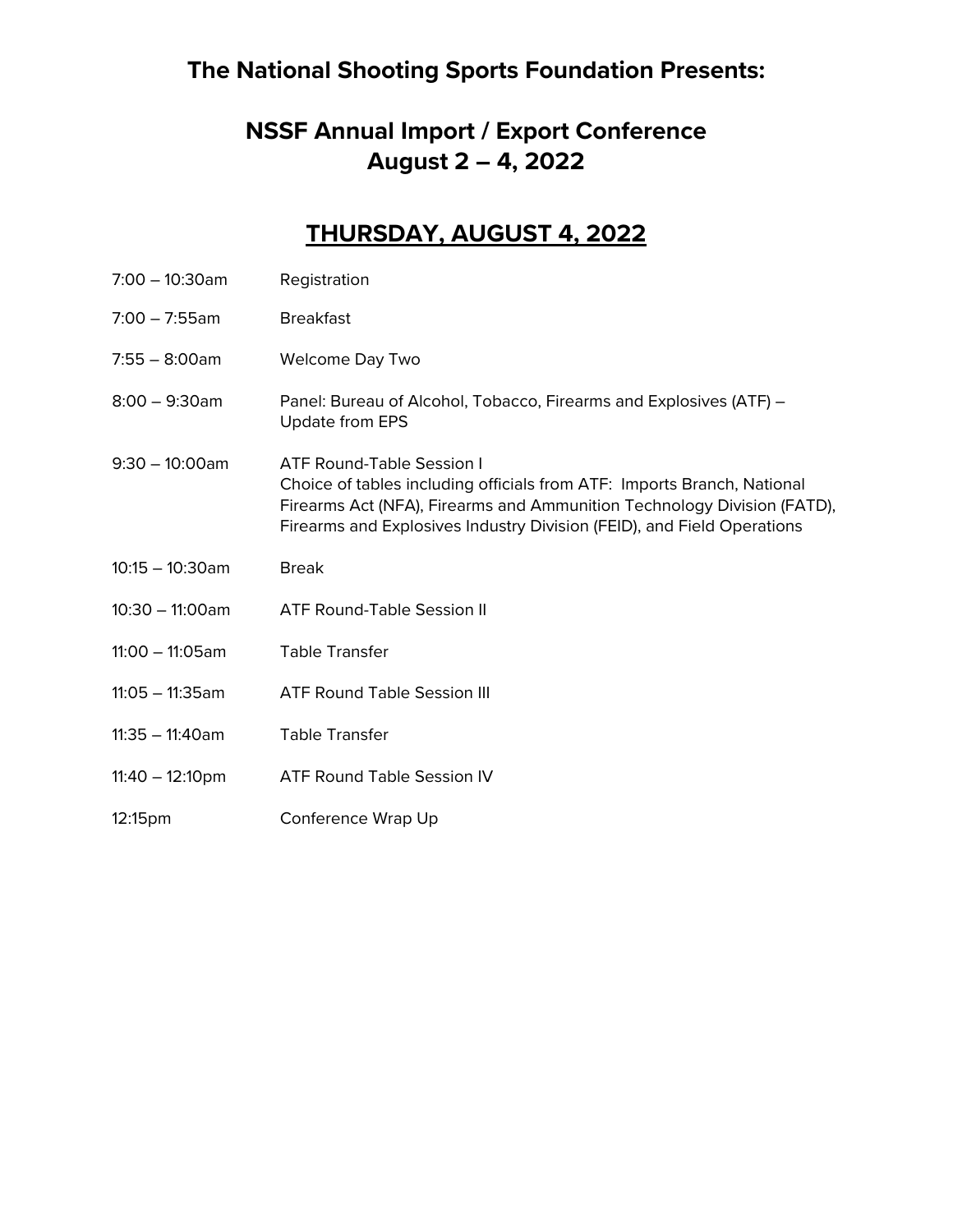# The National Shooting Sports Foundation Presents:

## NSSF Annual Import / Export Conference
## August 2 – 4, 2022

## THURSDAY, AUGUST 4, 2022

| | |
|---|---|
| 7:00 – 10:30am | Registration |
| 7:00 – 7:55am | Breakfast |
| 7:55 – 8:00am | Welcome Day Two |
| 8:00 – 9:30am | Panel: Bureau of Alcohol, Tobacco, Firearms and Explosives (ATF) – Update from EPS |
| 9:30 – 10:00am | ATF Round-Table Session I<br>Choice of tables including officials from ATF: Imports Branch, National Firearms Act (NFA), Firearms and Ammunition Technology Division (FATD), Firearms and Explosives Industry Division (FEID), and Field Operations |
| 10:15 – 10:30am | Break |
| 10:30 – 11:00am | ATF Round-Table Session II |
| 11:00 – 11:05am | Table Transfer |
| 11:05 – 11:35am | ATF Round Table Session III |
| 11:35 – 11:40am | Table Transfer |
| 11:40 – 12:10pm | ATF Round Table Session IV |
| 12:15pm | Conference Wrap Up |